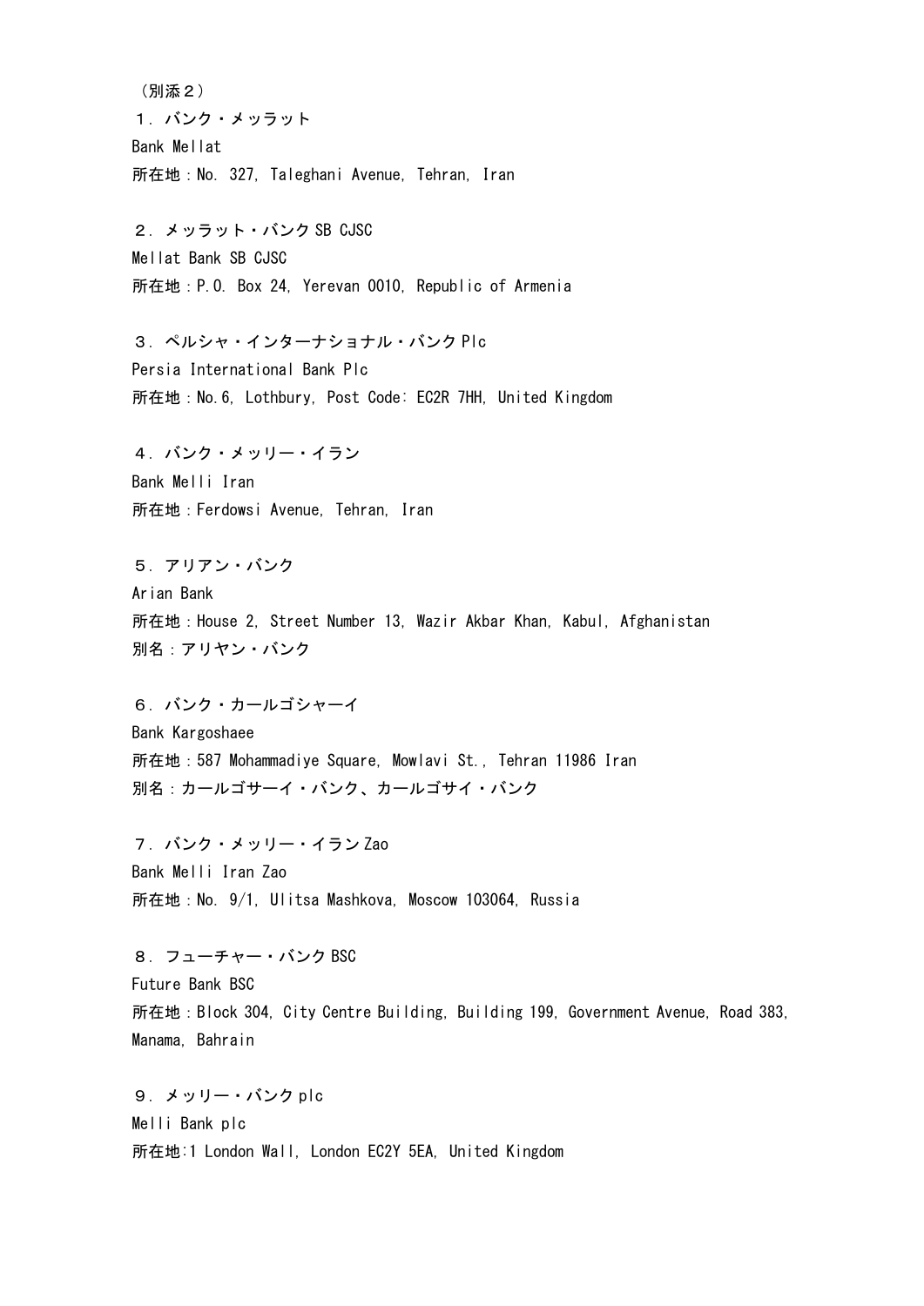（別添２）

１．バンク・メッラット
Bank Mellat
所在地：No. 327, Taleghani Avenue, Tehran, Iran

２．メッラット・バンク SB CJSC
Mellat Bank SB CJSC
所在地：P.O. Box 24, Yerevan 0010, Republic of Armenia

３．ペルシャ・インターナショナル・バンク Plc
Persia International Bank Plc
所在地：No.6, Lothbury, Post Code: EC2R 7HH, United Kingdom

４．バンク・メッリー・イラン
Bank Melli Iran
所在地：Ferdowsi Avenue, Tehran, Iran

５．アリアン・バンク
Arian Bank
所在地：House 2, Street Number 13, Wazir Akbar Khan, Kabul, Afghanistan
別名：アリヤン・バンク

６．バンク・カールゴシャーイ
Bank Kargoshaee
所在地：587 Mohammadiye Square, Mowlavi St., Tehran 11986 Iran
別名：カールゴサーイ・バンク、カールゴサイ・バンク

７．バンク・メッリー・イラン Zao
Bank Melli Iran Zao
所在地：No. 9/1, Ulitsa Mashkova, Moscow 103064, Russia

８．フューチャー・バンク BSC
Future Bank BSC
所在地：Block 304, City Centre Building, Building 199, Government Avenue, Road 383, Manama, Bahrain

９．メッリー・バンク plc
Melli Bank plc
所在地:1 London Wall, London EC2Y 5EA, United Kingdom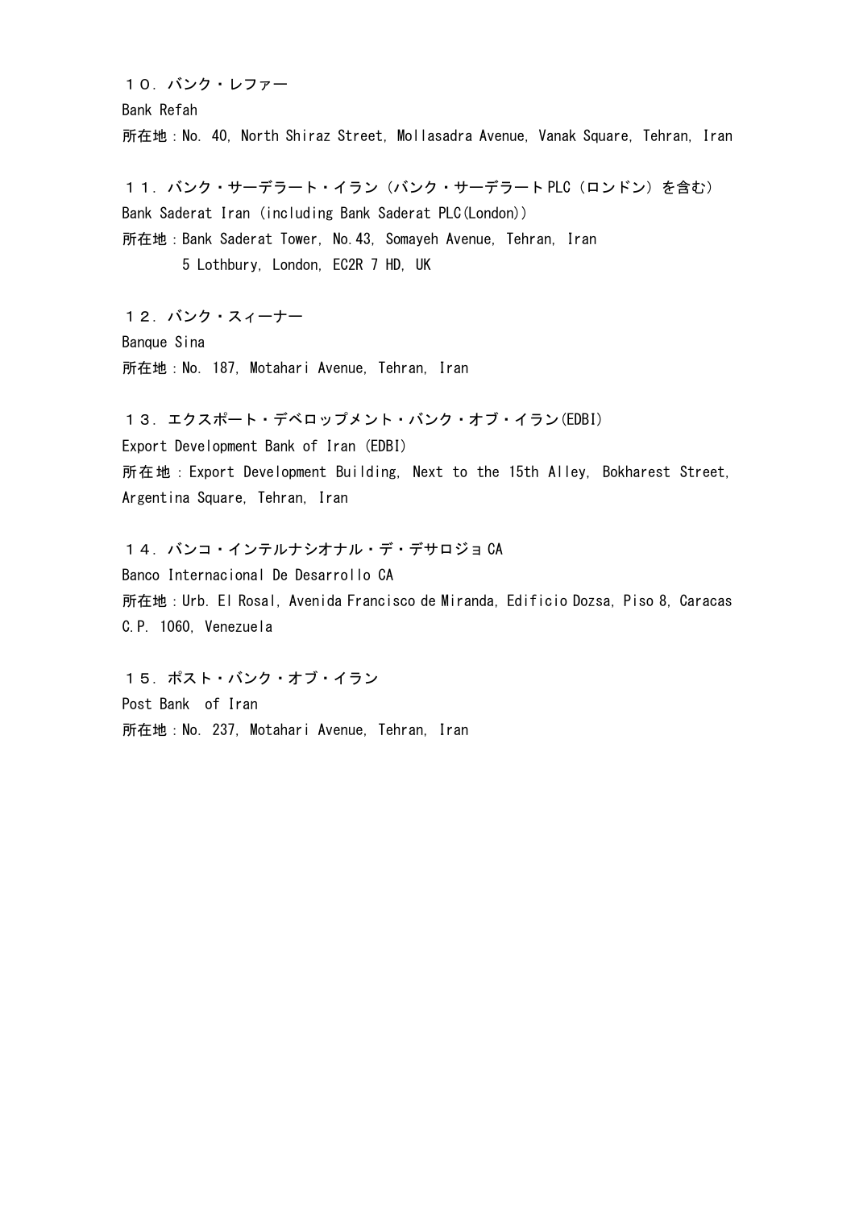１０．バンク・レファー
Bank Refah
所在地：No. 40, North Shiraz Street, Mollasadra Avenue, Vanak Square, Tehran, Iran

１１．バンク・サーデラート・イラン（バンク・サーデラートPLC（ロンドン）を含む）
Bank Saderat Iran (including Bank Saderat PLC(London))
所在地：Bank Saderat Tower, No.43, Somayeh Avenue, Tehran, Iran
5 Lothbury, London, EC2R 7 HD, UK

１２．バンク・スィーナー
Banque Sina
所在地：No. 187, Motahari Avenue, Tehran, Iran

１３．エクスポート・デベロップメント・バンク・オブ・イラン(EDBI)
Export Development Bank of Iran (EDBI)
所在地：Export Development Building, Next to the 15th Alley, Bokharest Street, Argentina Square, Tehran, Iran

１４．バンコ・インテルナシオナル・デ・デサロジョCA
Banco Internacional De Desarrollo CA
所在地：Urb. El Rosal, Avenida Francisco de Miranda, Edificio Dozsa, Piso 8, Caracas C.P. 1060, Venezuela

１５．ポスト・バンク・オブ・イラン
Post Bank of Iran
所在地：No. 237, Motahari Avenue, Tehran, Iran